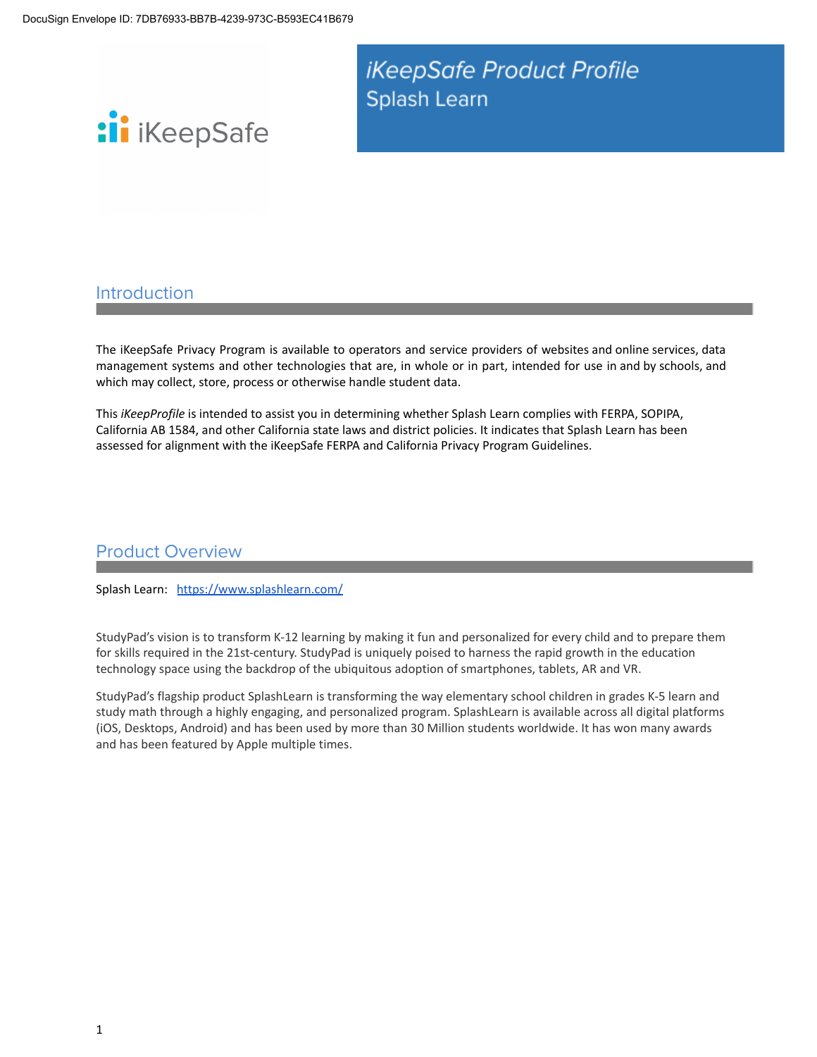DocuSign Envelope ID: 7DB76933-BB7B-4239-973C-B593EC41B679

iKeepSafe

# *iKeepSafe Product Profile*
Splash Learn

## Introduction

The iKeepSafe Privacy Program is available to operators and service providers of websites and online services, data management systems and other technologies that are, in whole or in part, intended for use in and by schools, and which may collect, store, process or otherwise handle student data.

This *iKeepProfile* is intended to assist you in determining whether Splash Learn complies with FERPA, SOPIPA, California AB 1584, and other California state laws and district policies. It indicates that Splash Learn has been assessed for alignment with the iKeepSafe FERPA and California Privacy Program Guidelines.

## Product Overview

Splash Learn: [https://www.splashlearn.com/](https://www.splashlearn.com/)

StudyPad's vision is to transform K-12 learning by making it fun and personalized for every child and to prepare them for skills required in the 21st-century. StudyPad is uniquely poised to harness the rapid growth in the education technology space using the backdrop of the ubiquitous adoption of smartphones, tablets, AR and VR.

StudyPad's flagship product SplashLearn is transforming the way elementary school children in grades K-5 learn and study math through a highly engaging, and personalized program. SplashLearn is available across all digital platforms (iOS, Desktops, Android) and has been used by more than 30 Million students worldwide. It has won many awards and has been featured by Apple multiple times.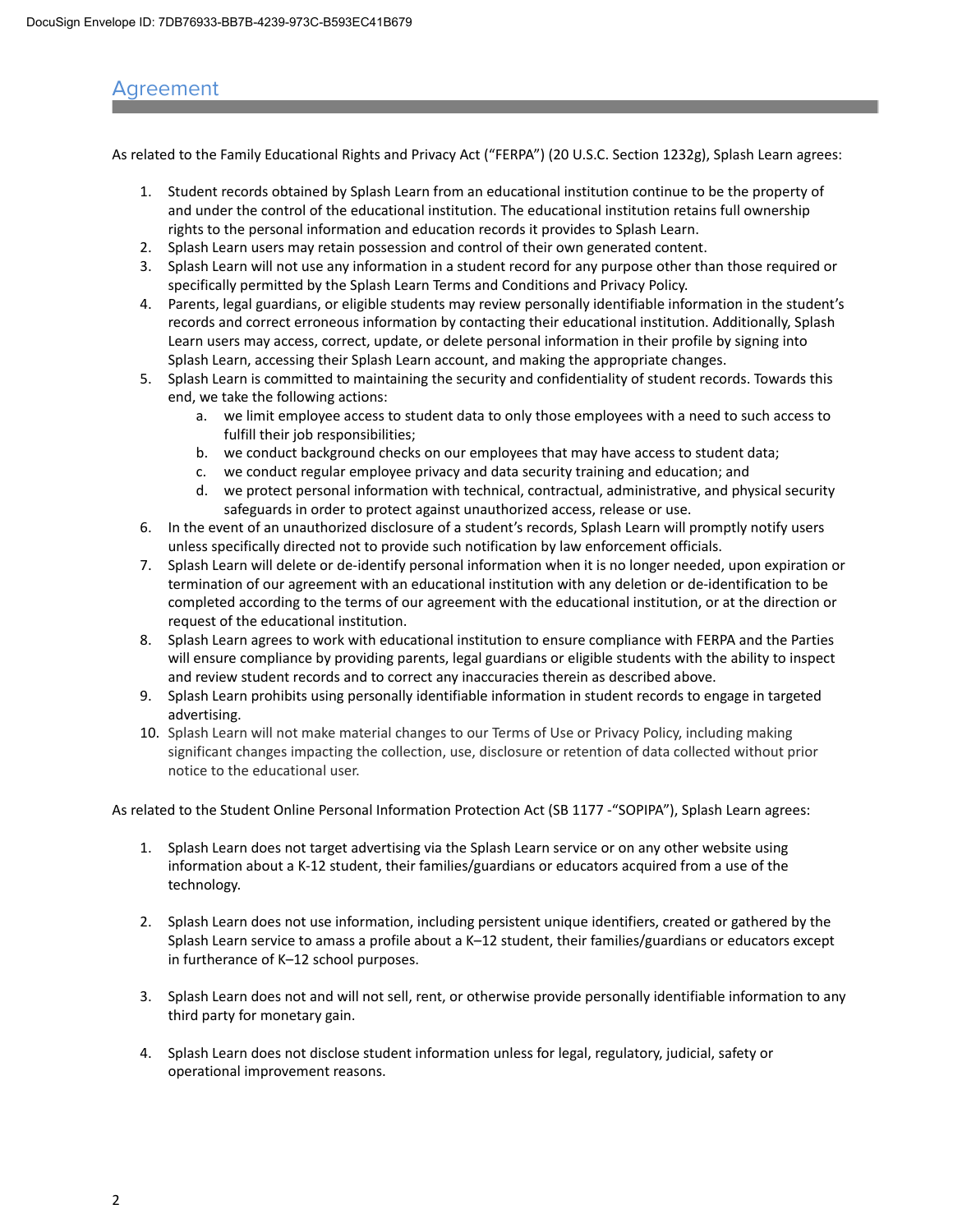## Agreement

As related to the Family Educational Rights and Privacy Act ("FERPA") (20 U.S.C. Section 1232g), Splash Learn agrees:

1. Student records obtained by Splash Learn from an educational institution continue to be the property of and under the control of the educational institution. The educational institution retains full ownership rights to the personal information and education records it provides to Splash Learn.
2. Splash Learn users may retain possession and control of their own generated content.
3. Splash Learn will not use any information in a student record for any purpose other than those required or specifically permitted by the Splash Learn Terms and Conditions and Privacy Policy.
4. Parents, legal guardians, or eligible students may review personally identifiable information in the student's records and correct erroneous information by contacting their educational institution. Additionally, Splash Learn users may access, correct, update, or delete personal information in their profile by signing into Splash Learn, accessing their Splash Learn account, and making the appropriate changes.
5. Splash Learn is committed to maintaining the security and confidentiality of student records. Towards this end, we take the following actions:
   a. we limit employee access to student data to only those employees with a need to such access to fulfill their job responsibilities;
   b. we conduct background checks on our employees that may have access to student data;
   c. we conduct regular employee privacy and data security training and education; and
   d. we protect personal information with technical, contractual, administrative, and physical security safeguards in order to protect against unauthorized access, release or use.
6. In the event of an unauthorized disclosure of a student's records, Splash Learn will promptly notify users unless specifically directed not to provide such notification by law enforcement officials.
7. Splash Learn will delete or de-identify personal information when it is no longer needed, upon expiration or termination of our agreement with an educational institution with any deletion or de-identification to be completed according to the terms of our agreement with the educational institution, or at the direction or request of the educational institution.
8. Splash Learn agrees to work with educational institution to ensure compliance with FERPA and the Parties will ensure compliance by providing parents, legal guardians or eligible students with the ability to inspect and review student records and to correct any inaccuracies therein as described above.
9. Splash Learn prohibits using personally identifiable information in student records to engage in targeted advertising.
10. Splash Learn will not make material changes to our Terms of Use or Privacy Policy, including making significant changes impacting the collection, use, disclosure or retention of data collected without prior notice to the educational user.

As related to the Student Online Personal Information Protection Act (SB 1177 -"SOPIPA"), Splash Learn agrees:

1. Splash Learn does not target advertising via the Splash Learn service or on any other website using information about a K-12 student, their families/guardians or educators acquired from a use of the technology.

2. Splash Learn does not use information, including persistent unique identifiers, created or gathered by the Splash Learn service to amass a profile about a K–12 student, their families/guardians or educators except in furtherance of K–12 school purposes.

3. Splash Learn does not and will not sell, rent, or otherwise provide personally identifiable information to any third party for monetary gain.

4. Splash Learn does not disclose student information unless for legal, regulatory, judicial, safety or operational improvement reasons.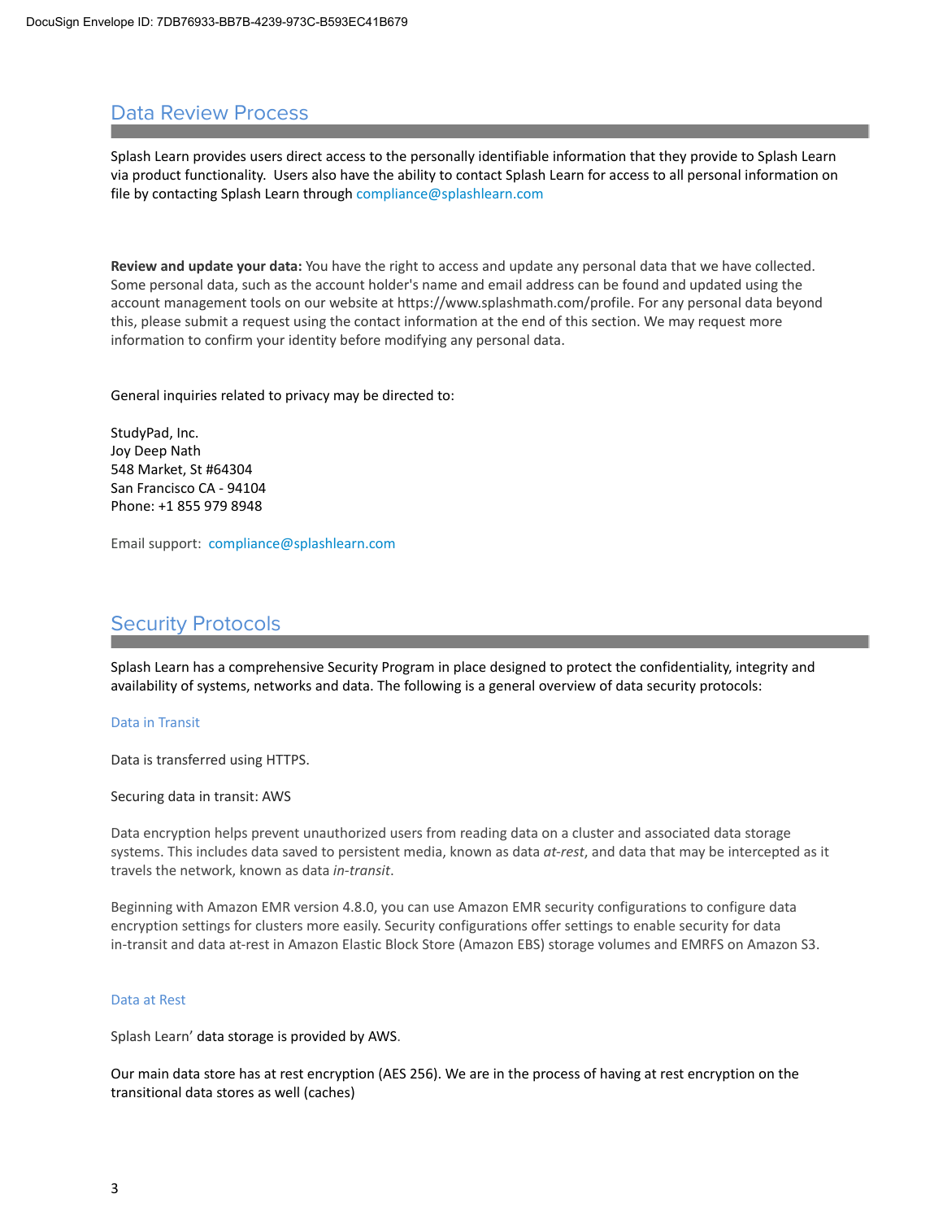## Data Review Process

Splash Learn provides users direct access to the personally identifiable information that they provide to Splash Learn via product functionality. Users also have the ability to contact Splash Learn for access to all personal information on file by contacting Splash Learn through compliance@splashlearn.com

**Review and update your data:** You have the right to access and update any personal data that we have collected. Some personal data, such as the account holder's name and email address can be found and updated using the account management tools on our website at https://www.splashmath.com/profile. For any personal data beyond this, please submit a request using the contact information at the end of this section. We may request more information to confirm your identity before modifying any personal data.

General inquiries related to privacy may be directed to:

StudyPad, Inc.
Joy Deep Nath
548 Market, St #64304
San Francisco CA - 94104
Phone: +1 855 979 8948

Email support: compliance@splashlearn.com

## Security Protocols

Splash Learn has a comprehensive Security Program in place designed to protect the confidentiality, integrity and availability of systems, networks and data. The following is a general overview of data security protocols:

### Data in Transit

Data is transferred using HTTPS.

Securing data in transit: AWS

Data encryption helps prevent unauthorized users from reading data on a cluster and associated data storage systems. This includes data saved to persistent media, known as data *at-rest*, and data that may be intercepted as it travels the network, known as data *in-transit*.

Beginning with Amazon EMR version 4.8.0, you can use Amazon EMR security configurations to configure data encryption settings for clusters more easily. Security configurations offer settings to enable security for data in-transit and data at-rest in Amazon Elastic Block Store (Amazon EBS) storage volumes and EMRFS on Amazon S3.

### Data at Rest

Splash Learn' data storage is provided by AWS.

Our main data store has at rest encryption (AES 256). We are in the process of having at rest encryption on the transitional data stores as well (caches)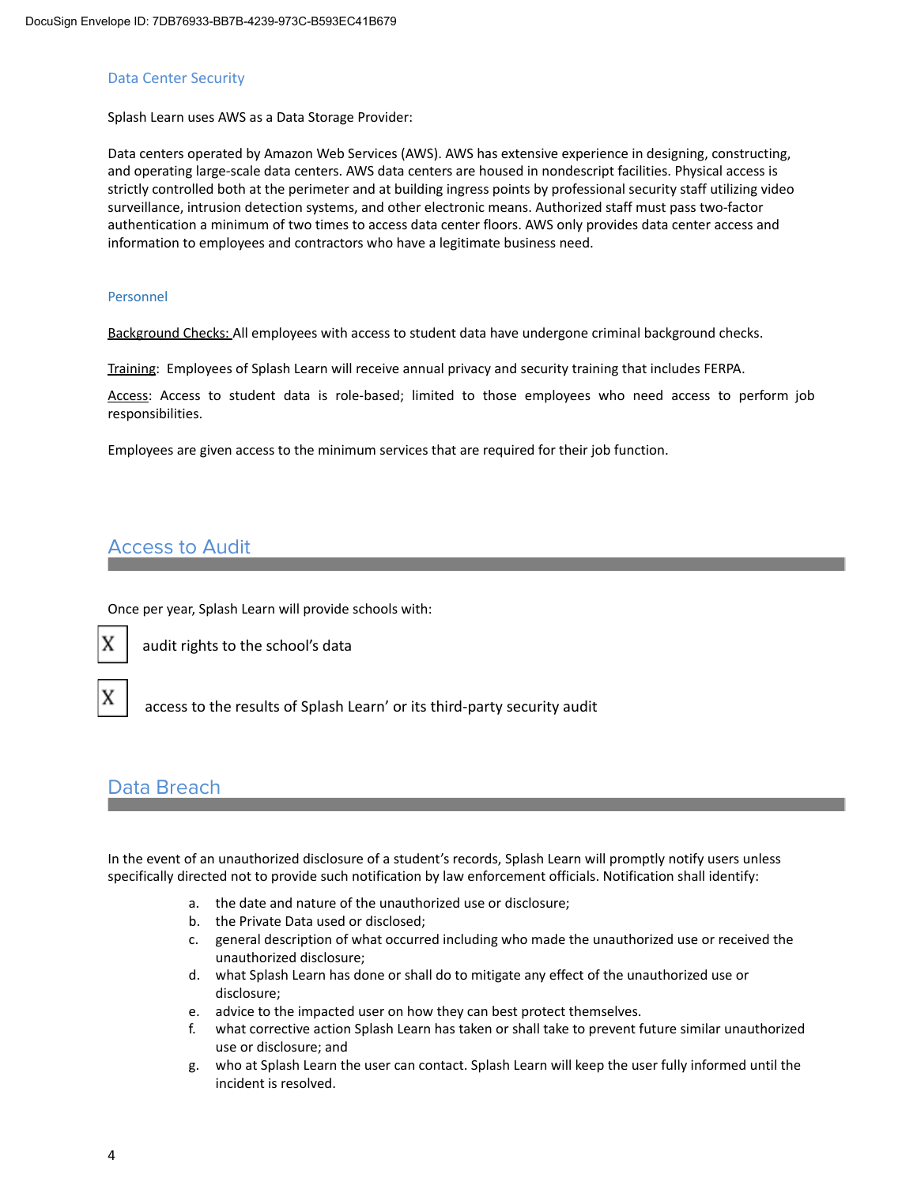### Data Center Security

Splash Learn uses AWS as a Data Storage Provider:

Data centers operated by Amazon Web Services (AWS). AWS has extensive experience in designing, constructing, and operating large-scale data centers. AWS data centers are housed in nondescript facilities. Physical access is strictly controlled both at the perimeter and at building ingress points by professional security staff utilizing video surveillance, intrusion detection systems, and other electronic means. Authorized staff must pass two-factor authentication a minimum of two times to access data center floors. AWS only provides data center access and information to employees and contractors who have a legitimate business need.

### Personnel

Background Checks: All employees with access to student data have undergone criminal background checks.

Training: Employees of Splash Learn will receive annual privacy and security training that includes FERPA.

Access: Access to student data is role-based; limited to those employees who need access to perform job responsibilities.

Employees are given access to the minimum services that are required for their job function.

## Access to Audit

Once per year, Splash Learn will provide schools with:

- [X] audit rights to the school's data
- [X] access to the results of Splash Learn' or its third-party security audit

## Data Breach

In the event of an unauthorized disclosure of a student's records, Splash Learn will promptly notify users unless specifically directed not to provide such notification by law enforcement officials. Notification shall identify:

a. the date and nature of the unauthorized use or disclosure;
b. the Private Data used or disclosed;
c. general description of what occurred including who made the unauthorized use or received the unauthorized disclosure;
d. what Splash Learn has done or shall do to mitigate any effect of the unauthorized use or disclosure;
e. advice to the impacted user on how they can best protect themselves.
f. what corrective action Splash Learn has taken or shall take to prevent future similar unauthorized use or disclosure; and
g. who at Splash Learn the user can contact. Splash Learn will keep the user fully informed until the incident is resolved.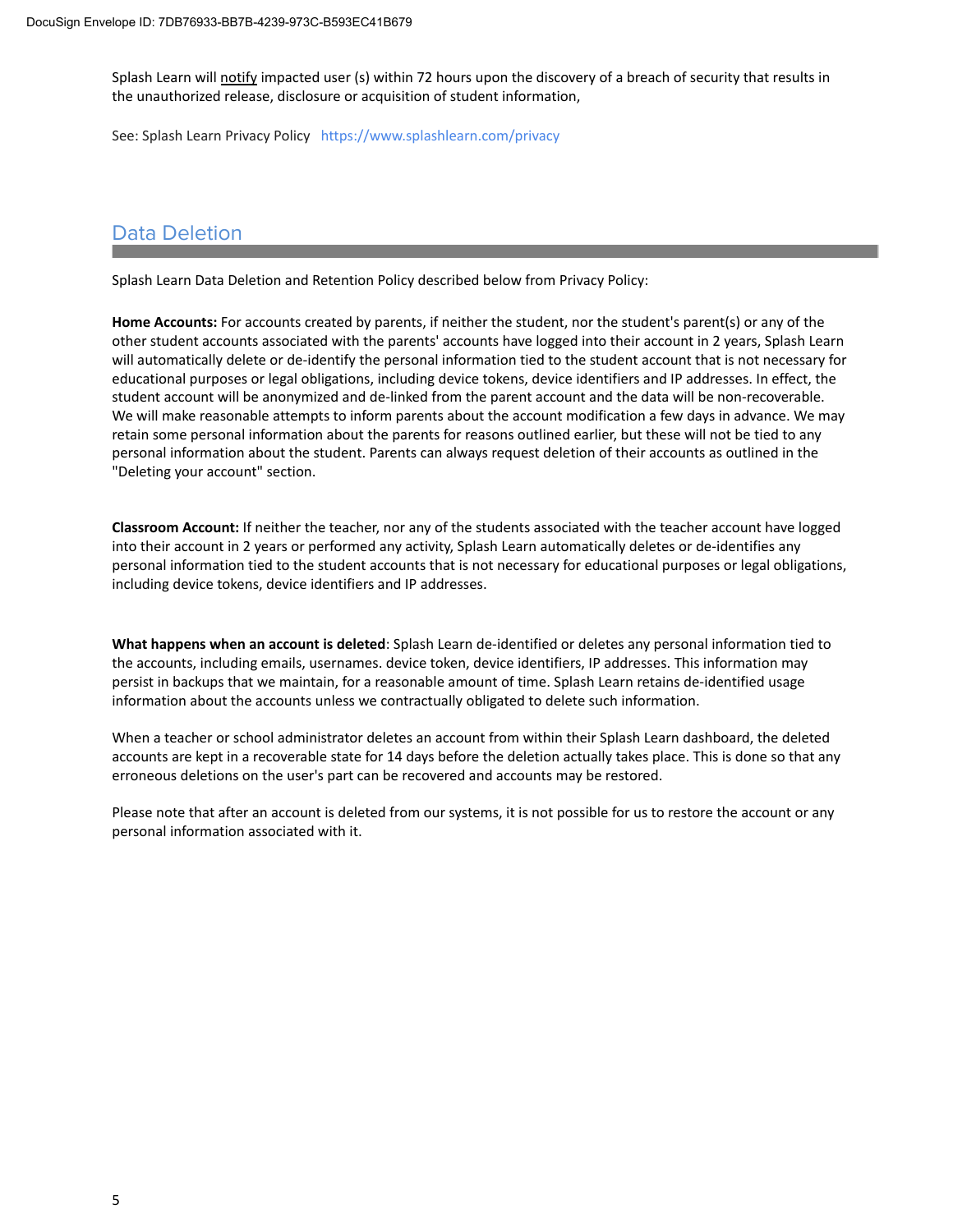Splash Learn will notify impacted user (s) within 72 hours upon the discovery of a breach of security that results in the unauthorized release, disclosure or acquisition of student information,

See: Splash Learn Privacy Policy https://www.splashlearn.com/privacy

## Data Deletion

Splash Learn Data Deletion and Retention Policy described below from Privacy Policy:

**Home Accounts:** For accounts created by parents, if neither the student, nor the student's parent(s) or any of the other student accounts associated with the parents' accounts have logged into their account in 2 years, Splash Learn will automatically delete or de-identify the personal information tied to the student account that is not necessary for educational purposes or legal obligations, including device tokens, device identifiers and IP addresses. In effect, the student account will be anonymized and de-linked from the parent account and the data will be non-recoverable. We will make reasonable attempts to inform parents about the account modification a few days in advance. We may retain some personal information about the parents for reasons outlined earlier, but these will not be tied to any personal information about the student. Parents can always request deletion of their accounts as outlined in the "Deleting your account" section.

**Classroom Account:** If neither the teacher, nor any of the students associated with the teacher account have logged into their account in 2 years or performed any activity, Splash Learn automatically deletes or de-identifies any personal information tied to the student accounts that is not necessary for educational purposes or legal obligations, including device tokens, device identifiers and IP addresses.

**What happens when an account is deleted**: Splash Learn de-identified or deletes any personal information tied to the accounts, including emails, usernames. device token, device identifiers, IP addresses. This information may persist in backups that we maintain, for a reasonable amount of time. Splash Learn retains de-identified usage information about the accounts unless we contractually obligated to delete such information.

When a teacher or school administrator deletes an account from within their Splash Learn dashboard, the deleted accounts are kept in a recoverable state for 14 days before the deletion actually takes place. This is done so that any erroneous deletions on the user's part can be recovered and accounts may be restored.

Please note that after an account is deleted from our systems, it is not possible for us to restore the account or any personal information associated with it.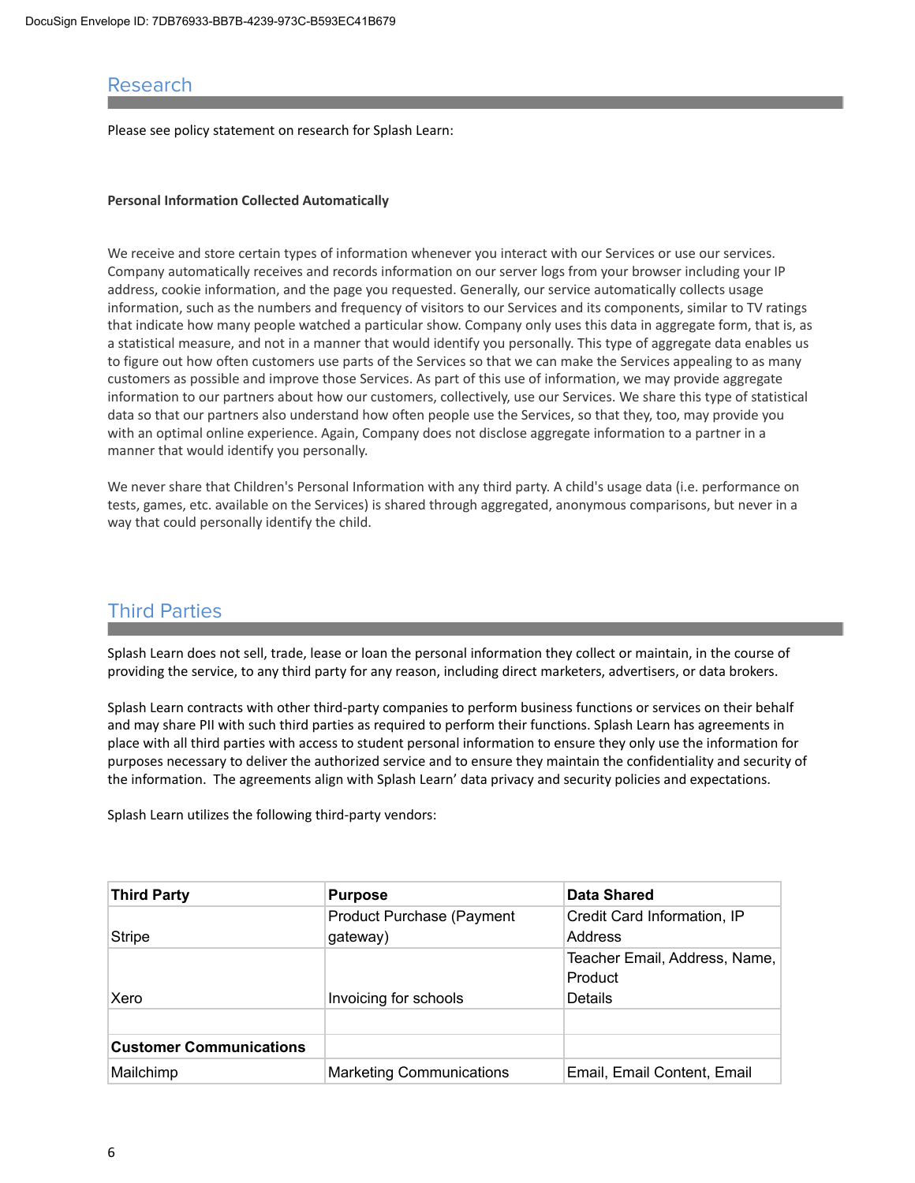## Research

Please see policy statement on research for Splash Learn:

**Personal Information Collected Automatically**

We receive and store certain types of information whenever you interact with our Services or use our services. Company automatically receives and records information on our server logs from your browser including your IP address, cookie information, and the page you requested. Generally, our service automatically collects usage information, such as the numbers and frequency of visitors to our Services and its components, similar to TV ratings that indicate how many people watched a particular show. Company only uses this data in aggregate form, that is, as a statistical measure, and not in a manner that would identify you personally. This type of aggregate data enables us to figure out how often customers use parts of the Services so that we can make the Services appealing to as many customers as possible and improve those Services. As part of this use of information, we may provide aggregate information to our partners about how our customers, collectively, use our Services. We share this type of statistical data so that our partners also understand how often people use the Services, so that they, too, may provide you with an optimal online experience. Again, Company does not disclose aggregate information to a partner in a manner that would identify you personally.

We never share that Children's Personal Information with any third party. A child's usage data (i.e. performance on tests, games, etc. available on the Services) is shared through aggregated, anonymous comparisons, but never in a way that could personally identify the child.

## Third Parties

Splash Learn does not sell, trade, lease or loan the personal information they collect or maintain, in the course of providing the service, to any third party for any reason, including direct marketers, advertisers, or data brokers.

Splash Learn contracts with other third-party companies to perform business functions or services on their behalf and may share PII with such third parties as required to perform their functions. Splash Learn has agreements in place with all third parties with access to student personal information to ensure they only use the information for purposes necessary to deliver the authorized service and to ensure they maintain the confidentiality and security of the information. The agreements align with Splash Learn' data privacy and security policies and expectations.

Splash Learn utilizes the following third-party vendors:

| Third Party | Purpose | Data Shared |
|---|---|---|
| Stripe | Product Purchase (Payment gateway) | Credit Card Information, IP Address |
| Xero | Invoicing for schools | Teacher Email, Address, Name, Product Details |
| | | |
| **Customer Communications** | | |
| Mailchimp | Marketing Communications | Email, Email Content, Email |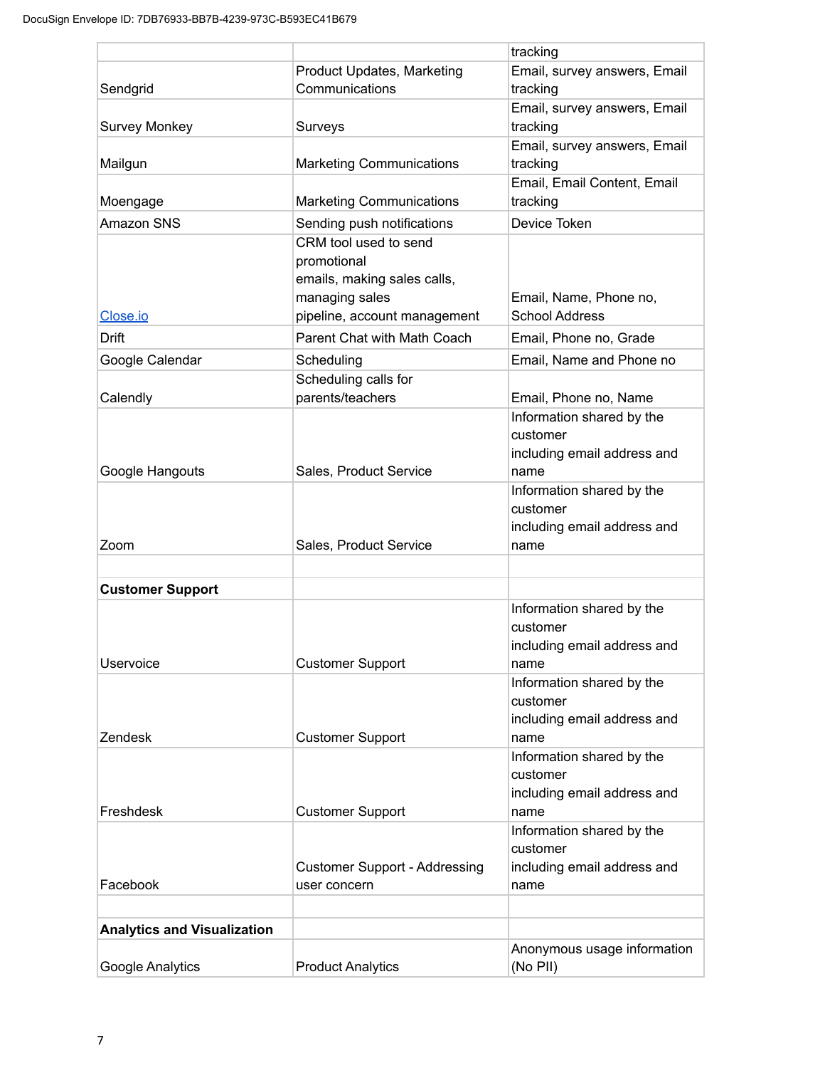| | | tracking |
|---|---|---|
| Sendgrid | Product Updates, Marketing Communications | Email, survey answers, Email tracking |
| Survey Monkey | Surveys | Email, survey answers, Email tracking |
| Mailgun | Marketing Communications | Email, survey answers, Email tracking |
| Moengage | Marketing Communications | Email, Email Content, Email tracking |
| Amazon SNS | Sending push notifications | Device Token |
| Close.io | CRM tool used to send promotional emails, making sales calls, managing sales pipeline, account management | Email, Name, Phone no, School Address |
| Drift | Parent Chat with Math Coach | Email, Phone no, Grade |
| Google Calendar | Scheduling | Email, Name and Phone no |
| Calendly | Scheduling calls for parents/teachers | Email, Phone no, Name |
| Google Hangouts | Sales, Product Service | Information shared by the customer including email address and name |
| Zoom | Sales, Product Service | Information shared by the customer including email address and name |
| | | |
| **Customer Support** | | |
| Uservoice | Customer Support | Information shared by the customer including email address and name |
| Zendesk | Customer Support | Information shared by the customer including email address and name |
| Freshdesk | Customer Support | Information shared by the customer including email address and name |
| Facebook | Customer Support - Addressing user concern | Information shared by the customer including email address and name |
| | | |
| **Analytics and Visualization** | | |
| Google Analytics | Product Analytics | Anonymous usage information (No PII) |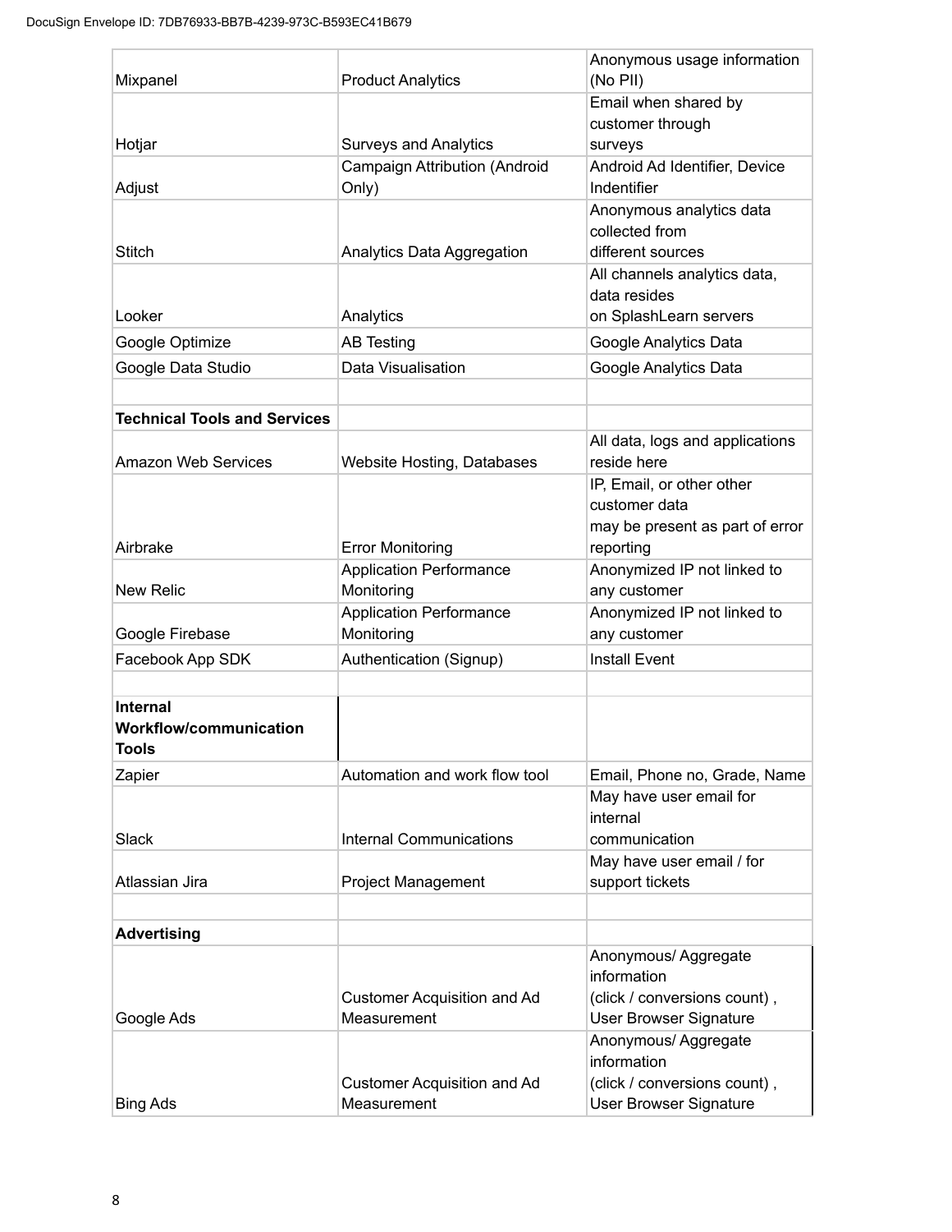| | | |
|---|---|---|
| Mixpanel | Product Analytics | Anonymous usage information (No PII) |
| Hotjar | Surveys and Analytics | Email when shared by customer through surveys |
| Adjust | Campaign Attribution (Android Only) | Android Ad Identifier, Device Indentifier |
| Stitch | Analytics Data Aggregation | Anonymous analytics data collected from different sources |
| Looker | Analytics | All channels analytics data, data resides on SplashLearn servers |
| Google Optimize | AB Testing | Google Analytics Data |
| Google Data Studio | Data Visualisation | Google Analytics Data |
| | | |
| **Technical Tools and Services** | | |
| Amazon Web Services | Website Hosting, Databases | All data, logs and applications reside here |
| Airbrake | Error Monitoring | IP, Email, or other other customer data may be present as part of error reporting |
| New Relic | Application Performance Monitoring | Anonymized IP not linked to any customer |
| Google Firebase | Application Performance Monitoring | Anonymized IP not linked to any customer |
| Facebook App SDK | Authentication (Signup) | Install Event |
| | | |
| **Internal Workflow/communication Tools** | | |
| Zapier | Automation and work flow tool | Email, Phone no, Grade, Name |
| Slack | Internal Communications | May have user email for internal communication |
| Atlassian Jira | Project Management | May have user email / for support tickets |
| | | |
| **Advertising** | | |
| Google Ads | Customer Acquisition and Ad Measurement | Anonymous/ Aggregate information (click / conversions count) , User Browser Signature |
| Bing Ads | Customer Acquisition and Ad Measurement | Anonymous/ Aggregate information (click / conversions count) , User Browser Signature |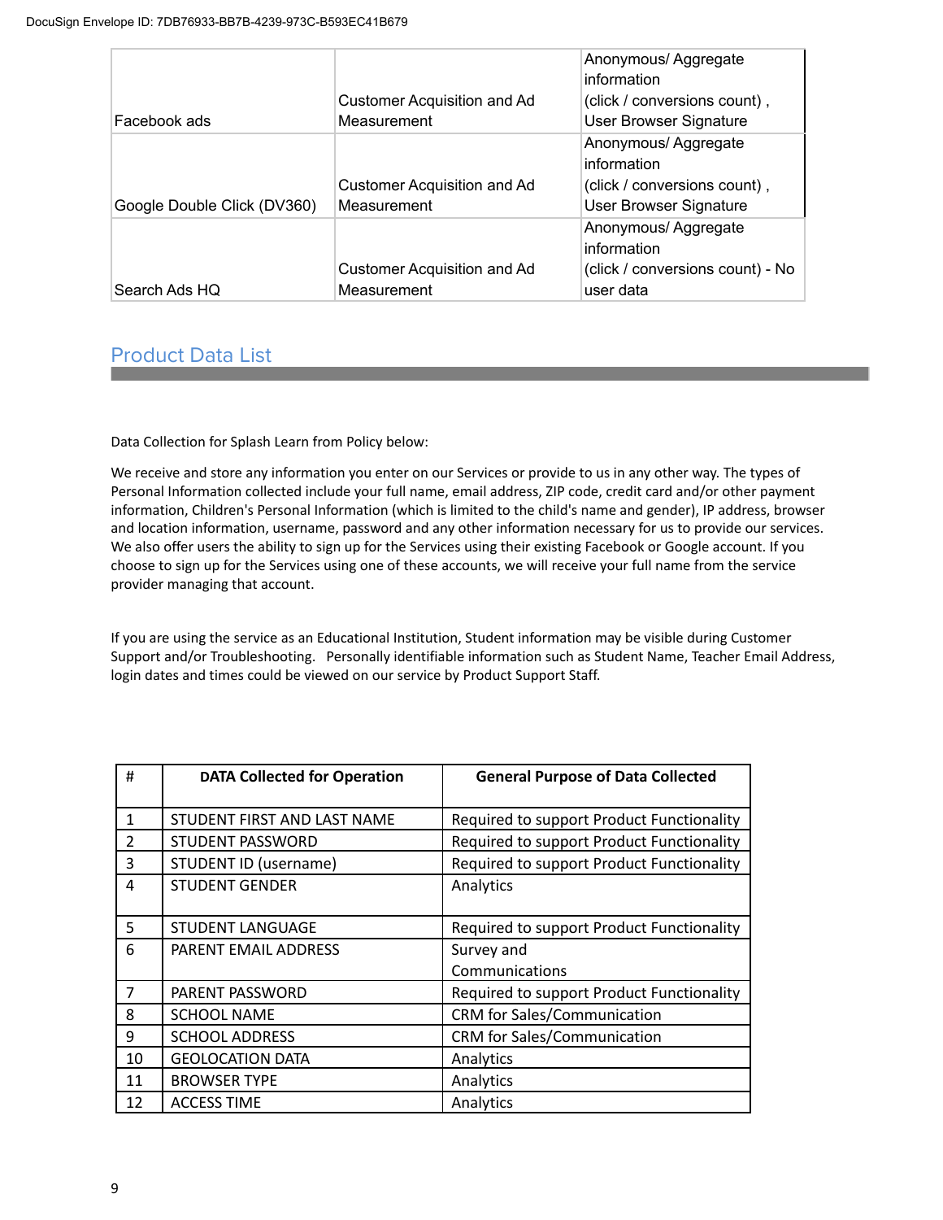| | | |
|---|---|---|
| Facebook ads | Customer Acquisition and Ad Measurement | Anonymous/ Aggregate information (click / conversions count) , User Browser Signature |
| Google Double Click (DV360) | Customer Acquisition and Ad Measurement | Anonymous/ Aggregate information (click / conversions count) , User Browser Signature |
| Search Ads HQ | Customer Acquisition and Ad Measurement | Anonymous/ Aggregate information (click / conversions count) - No user data |

## Product Data List

Data Collection for Splash Learn from Policy below:

We receive and store any information you enter on our Services or provide to us in any other way. The types of Personal Information collected include your full name, email address, ZIP code, credit card and/or other payment information, Children's Personal Information (which is limited to the child's name and gender), IP address, browser and location information, username, password and any other information necessary for us to provide our services. We also offer users the ability to sign up for the Services using their existing Facebook or Google account. If you choose to sign up for the Services using one of these accounts, we will receive your full name from the service provider managing that account.

If you are using the service as an Educational Institution, Student information may be visible during Customer Support and/or Troubleshooting. Personally identifiable information such as Student Name, Teacher Email Address, login dates and times could be viewed on our service by Product Support Staff.

| # | DATA Collected for Operation | General Purpose of Data Collected |
|---|---|---|
| 1 | STUDENT FIRST AND LAST NAME | Required to support Product Functionality |
| 2 | STUDENT PASSWORD | Required to support Product Functionality |
| 3 | STUDENT ID (username) | Required to support Product Functionality |
| 4 | STUDENT GENDER | Analytics |
| 5 | STUDENT LANGUAGE | Required to support Product Functionality |
| 6 | PARENT EMAIL ADDRESS | Survey and Communications |
| 7 | PARENT PASSWORD | Required to support Product Functionality |
| 8 | SCHOOL NAME | CRM for Sales/Communication |
| 9 | SCHOOL ADDRESS | CRM for Sales/Communication |
| 10 | GEOLOCATION DATA | Analytics |
| 11 | BROWSER TYPE | Analytics |
| 12 | ACCESS TIME | Analytics |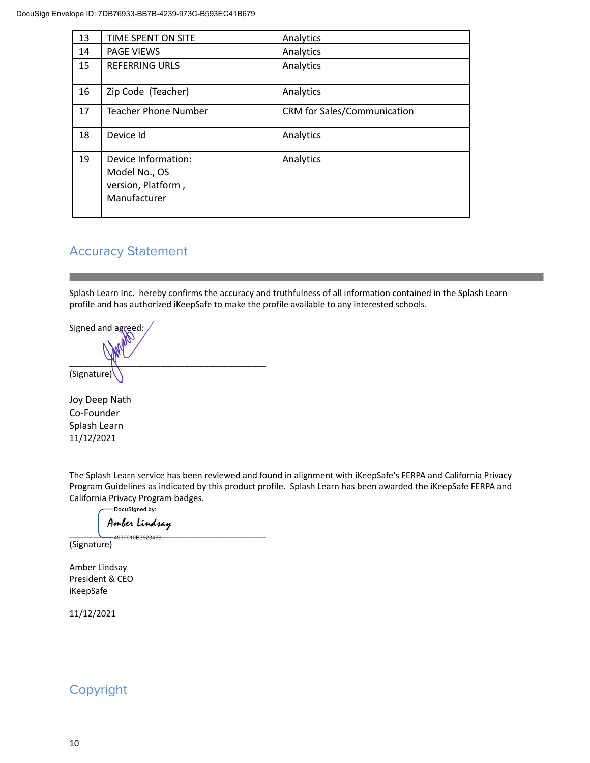| 13 | TIME SPENT ON SITE | Analytics |
|---|---|---|
| 14 | PAGE VIEWS | Analytics |
| 15 | REFERRING URLS | Analytics |
| 16 | Zip Code (Teacher) | Analytics |
| 17 | Teacher Phone Number | CRM for Sales/Communication |
| 18 | Device Id | Analytics |
| 19 | Device Information: Model No., OS version, Platform , Manufacturer | Analytics |

## Accuracy Statement

Splash Learn Inc. hereby confirms the accuracy and truthfulness of all information contained in the Splash Learn profile and has authorized iKeepSafe to make the profile available to any interested schools.

Signed and agreed:

\_\_\_\_\_\_\_\_\_\_\_\_\_\_\_\_\_\_\_\_\_\_\_\_\_\_\_\_\_\_\_\_\_\_\_\_\_\_\_\_
(Signature)

Joy Deep Nath
Co-Founder
Splash Learn
11/12/2021

The Splash Learn service has been reviewed and found in alignment with iKeepSafe's FERPA and California Privacy Program Guidelines as indicated by this product profile. Splash Learn has been awarded the iKeepSafe FERPA and California Privacy Program badges.

DocuSigned by:
Amber Lindsay
\_\_\_\_\_\_\_\_\_\_\_\_\_\_\_\_\_\_\_\_\_\_\_\_\_\_\_\_\_\_\_\_\_\_\_\_\_\_\_\_
(Signature)

Amber Lindsay
President & CEO
iKeepSafe

11/12/2021

## Copyright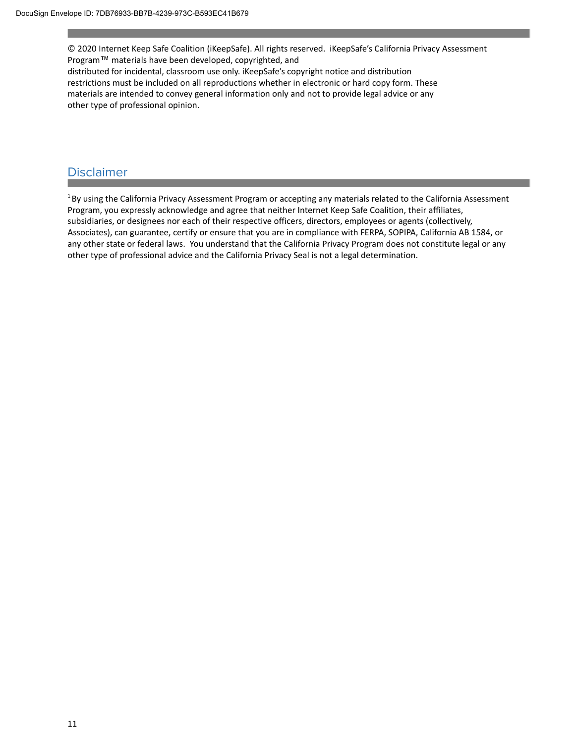© 2020 Internet Keep Safe Coalition (iKeepSafe). All rights reserved. iKeepSafe's California Privacy Assessment Program™ materials have been developed, copyrighted, and distributed for incidental, classroom use only. iKeepSafe's copyright notice and distribution restrictions must be included on all reproductions whether in electronic or hard copy form. These materials are intended to convey general information only and not to provide legal advice or any other type of professional opinion.

## Disclaimer

[1] By using the California Privacy Assessment Program or accepting any materials related to the California Assessment Program, you expressly acknowledge and agree that neither Internet Keep Safe Coalition, their affiliates, subsidiaries, or designees nor each of their respective officers, directors, employees or agents (collectively, Associates), can guarantee, certify or ensure that you are in compliance with FERPA, SOPIPA, California AB 1584, or any other state or federal laws. You understand that the California Privacy Program does not constitute legal or any other type of professional advice and the California Privacy Seal is not a legal determination.